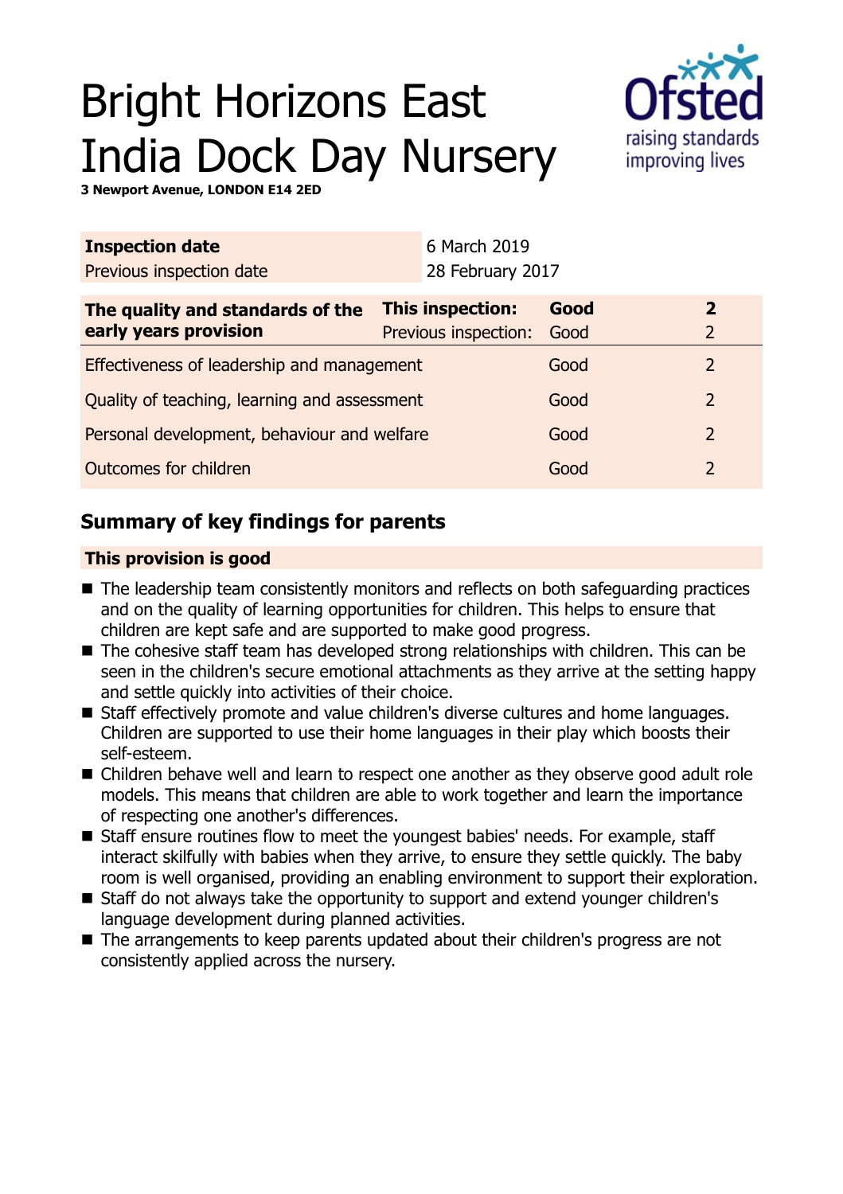# Bright Horizons East India Dock Day Nursery

**3 Newport Avenue, LONDON E14 2ED**

| **Inspection date** | 6 March 2019 |
|---|---|
| Previous inspection date | 28 February 2017 |

| **The quality and standards of the early years provision** | **This inspection:** | **Good** | **2** |
|---|---|---|---|
| | Previous inspection: | Good | 2 |
| Effectiveness of leadership and management | | Good | 2 |
| Quality of teaching, learning and assessment | | Good | 2 |
| Personal development, behaviour and welfare | | Good | 2 |
| Outcomes for children | | Good | 2 |

## Summary of key findings for parents

**This provision is good**

- The leadership team consistently monitors and reflects on both safeguarding practices and on the quality of learning opportunities for children. This helps to ensure that children are kept safe and are supported to make good progress.
- The cohesive staff team has developed strong relationships with children. This can be seen in the children's secure emotional attachments as they arrive at the setting happy and settle quickly into activities of their choice.
- Staff effectively promote and value children's diverse cultures and home languages. Children are supported to use their home languages in their play which boosts their self-esteem.
- Children behave well and learn to respect one another as they observe good adult role models. This means that children are able to work together and learn the importance of respecting one another's differences.
- Staff ensure routines flow to meet the youngest babies' needs. For example, staff interact skilfully with babies when they arrive, to ensure they settle quickly. The baby room is well organised, providing an enabling environment to support their exploration.
- Staff do not always take the opportunity to support and extend younger children's language development during planned activities.
- The arrangements to keep parents updated about their children's progress are not consistently applied across the nursery.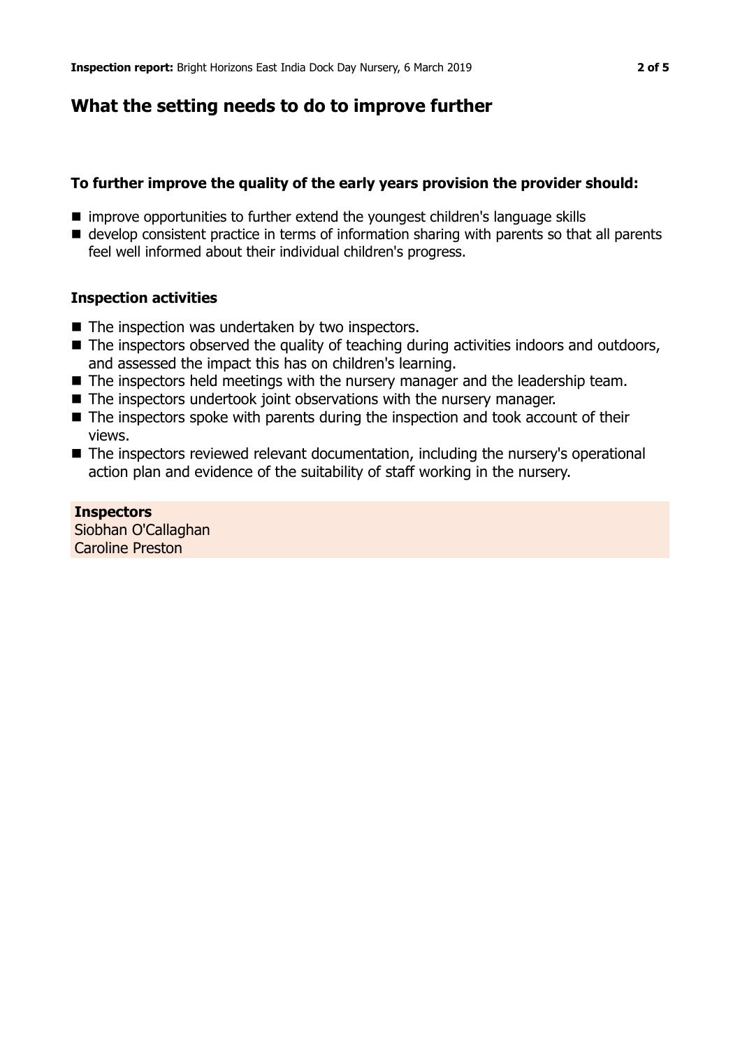## What the setting needs to do to improve further

### To further improve the quality of the early years provision the provider should:

- improve opportunities to further extend the youngest children's language skills
- develop consistent practice in terms of information sharing with parents so that all parents feel well informed about their individual children's progress.

### Inspection activities

- The inspection was undertaken by two inspectors.
- The inspectors observed the quality of teaching during activities indoors and outdoors, and assessed the impact this has on children's learning.
- The inspectors held meetings with the nursery manager and the leadership team.
- The inspectors undertook joint observations with the nursery manager.
- The inspectors spoke with parents during the inspection and took account of their views.
- The inspectors reviewed relevant documentation, including the nursery's operational action plan and evidence of the suitability of staff working in the nursery.

**Inspectors**
Siobhan O'Callaghan
Caroline Preston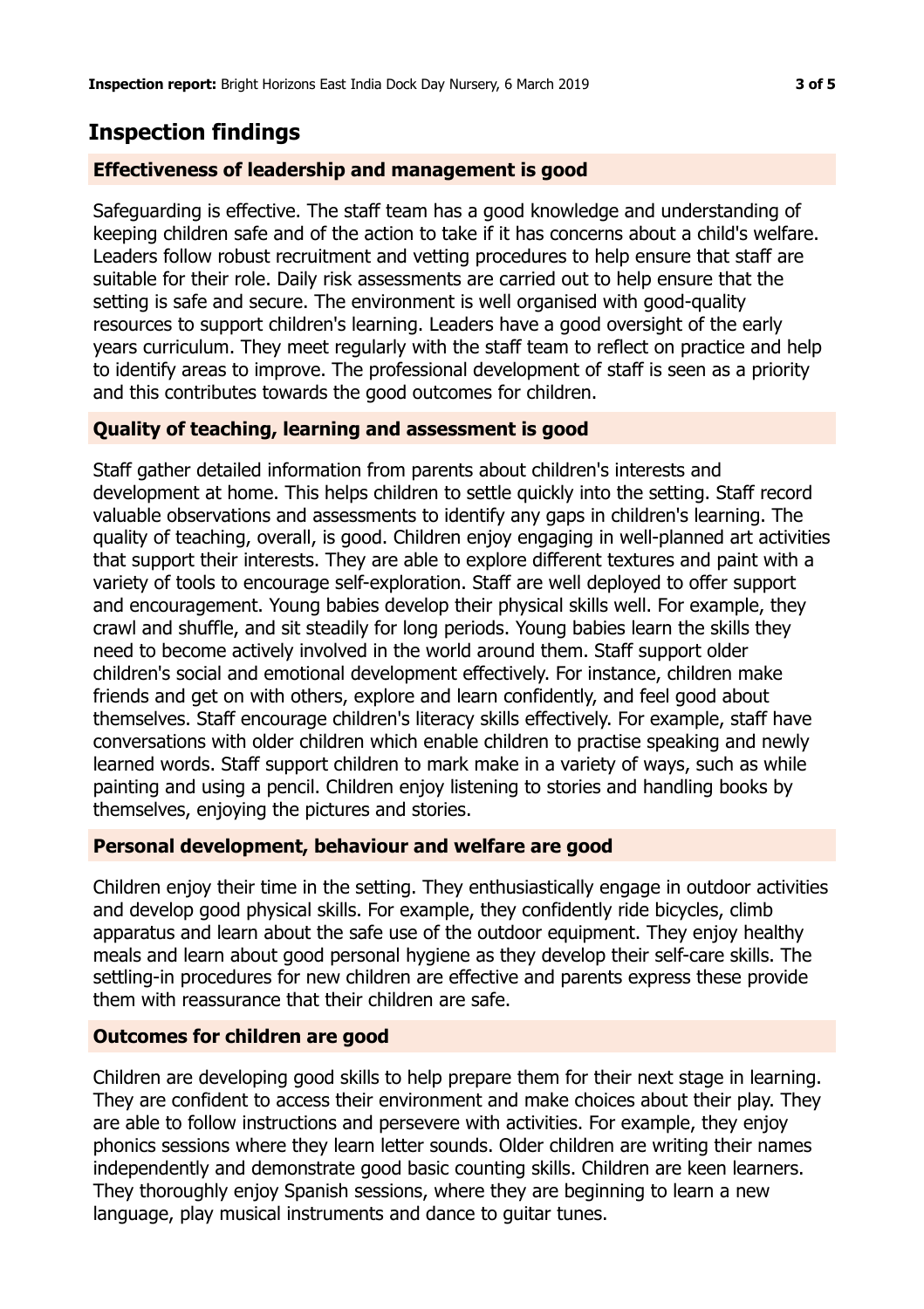## Inspection findings

### Effectiveness of leadership and management is good

Safeguarding is effective. The staff team has a good knowledge and understanding of keeping children safe and of the action to take if it has concerns about a child's welfare. Leaders follow robust recruitment and vetting procedures to help ensure that staff are suitable for their role. Daily risk assessments are carried out to help ensure that the setting is safe and secure. The environment is well organised with good-quality resources to support children's learning. Leaders have a good oversight of the early years curriculum. They meet regularly with the staff team to reflect on practice and help to identify areas to improve. The professional development of staff is seen as a priority and this contributes towards the good outcomes for children.

### Quality of teaching, learning and assessment is good

Staff gather detailed information from parents about children's interests and development at home. This helps children to settle quickly into the setting. Staff record valuable observations and assessments to identify any gaps in children's learning. The quality of teaching, overall, is good. Children enjoy engaging in well-planned art activities that support their interests. They are able to explore different textures and paint with a variety of tools to encourage self-exploration. Staff are well deployed to offer support and encouragement. Young babies develop their physical skills well. For example, they crawl and shuffle, and sit steadily for long periods. Young babies learn the skills they need to become actively involved in the world around them. Staff support older children's social and emotional development effectively. For instance, children make friends and get on with others, explore and learn confidently, and feel good about themselves. Staff encourage children's literacy skills effectively. For example, staff have conversations with older children which enable children to practise speaking and newly learned words. Staff support children to mark make in a variety of ways, such as while painting and using a pencil. Children enjoy listening to stories and handling books by themselves, enjoying the pictures and stories.

### Personal development, behaviour and welfare are good

Children enjoy their time in the setting. They enthusiastically engage in outdoor activities and develop good physical skills. For example, they confidently ride bicycles, climb apparatus and learn about the safe use of the outdoor equipment. They enjoy healthy meals and learn about good personal hygiene as they develop their self-care skills. The settling-in procedures for new children are effective and parents express these provide them with reassurance that their children are safe.

### Outcomes for children are good

Children are developing good skills to help prepare them for their next stage in learning. They are confident to access their environment and make choices about their play. They are able to follow instructions and persevere with activities. For example, they enjoy phonics sessions where they learn letter sounds. Older children are writing their names independently and demonstrate good basic counting skills. Children are keen learners. They thoroughly enjoy Spanish sessions, where they are beginning to learn a new language, play musical instruments and dance to guitar tunes.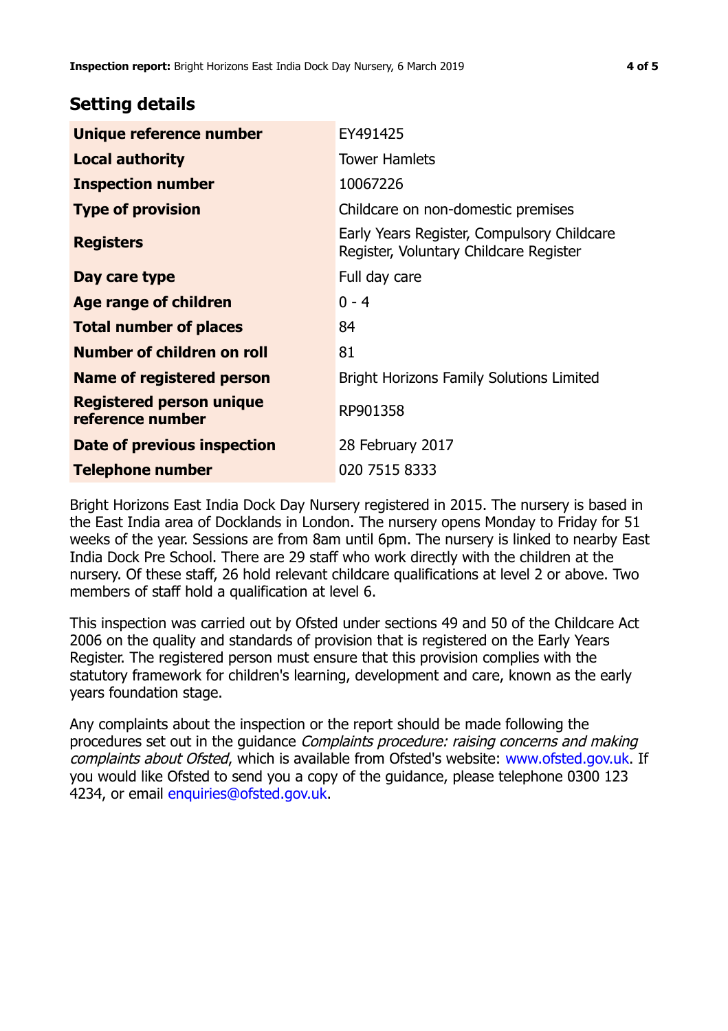## Setting details

| | |
|---|---|
| **Unique reference number** | EY491425 |
| **Local authority** | Tower Hamlets |
| **Inspection number** | 10067226 |
| **Type of provision** | Childcare on non-domestic premises |
| **Registers** | Early Years Register, Compulsory Childcare Register, Voluntary Childcare Register |
| **Day care type** | Full day care |
| **Age range of children** | 0 - 4 |
| **Total number of places** | 84 |
| **Number of children on roll** | 81 |
| **Name of registered person** | Bright Horizons Family Solutions Limited |
| **Registered person unique reference number** | RP901358 |
| **Date of previous inspection** | 28 February 2017 |
| **Telephone number** | 020 7515 8333 |

Bright Horizons East India Dock Day Nursery registered in 2015. The nursery is based in the East India area of Docklands in London. The nursery opens Monday to Friday for 51 weeks of the year. Sessions are from 8am until 6pm. The nursery is linked to nearby East India Dock Pre School. There are 29 staff who work directly with the children at the nursery. Of these staff, 26 hold relevant childcare qualifications at level 2 or above. Two members of staff hold a qualification at level 6.

This inspection was carried out by Ofsted under sections 49 and 50 of the Childcare Act 2006 on the quality and standards of provision that is registered on the Early Years Register. The registered person must ensure that this provision complies with the statutory framework for children's learning, development and care, known as the early years foundation stage.

Any complaints about the inspection or the report should be made following the procedures set out in the guidance *Complaints procedure: raising concerns and making complaints about Ofsted*, which is available from Ofsted's website: www.ofsted.gov.uk. If you would like Ofsted to send you a copy of the guidance, please telephone 0300 123 4234, or email enquiries@ofsted.gov.uk.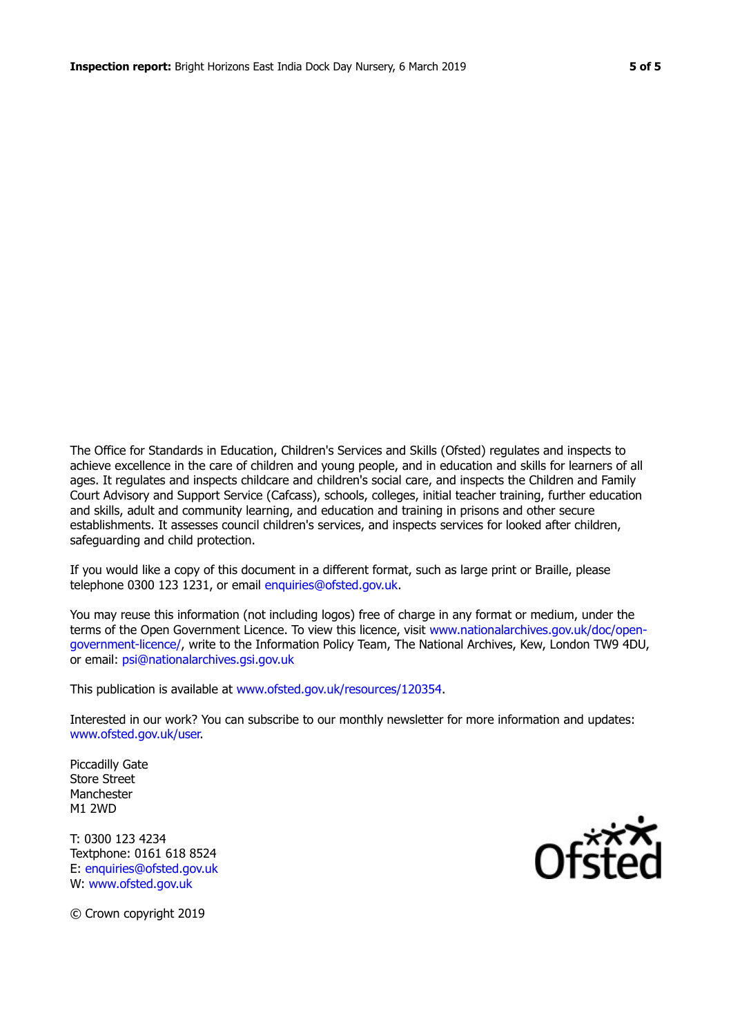The Office for Standards in Education, Children's Services and Skills (Ofsted) regulates and inspects to achieve excellence in the care of children and young people, and in education and skills for learners of all ages. It regulates and inspects childcare and children's social care, and inspects the Children and Family Court Advisory and Support Service (Cafcass), schools, colleges, initial teacher training, further education and skills, adult and community learning, and education and training in prisons and other secure establishments. It assesses council children's services, and inspects services for looked after children, safeguarding and child protection.

If you would like a copy of this document in a different format, such as large print or Braille, please telephone 0300 123 1231, or email enquiries@ofsted.gov.uk.

You may reuse this information (not including logos) free of charge in any format or medium, under the terms of the Open Government Licence. To view this licence, visit www.nationalarchives.gov.uk/doc/open-government-licence/, write to the Information Policy Team, The National Archives, Kew, London TW9 4DU, or email: psi@nationalarchives.gsi.gov.uk

This publication is available at www.ofsted.gov.uk/resources/120354.

Interested in our work? You can subscribe to our monthly newsletter for more information and updates: www.ofsted.gov.uk/user.

Piccadilly Gate
Store Street
Manchester
M1 2WD

T: 0300 123 4234
Textphone: 0161 618 8524
E: enquiries@ofsted.gov.uk
W: www.ofsted.gov.uk

© Crown copyright 2019